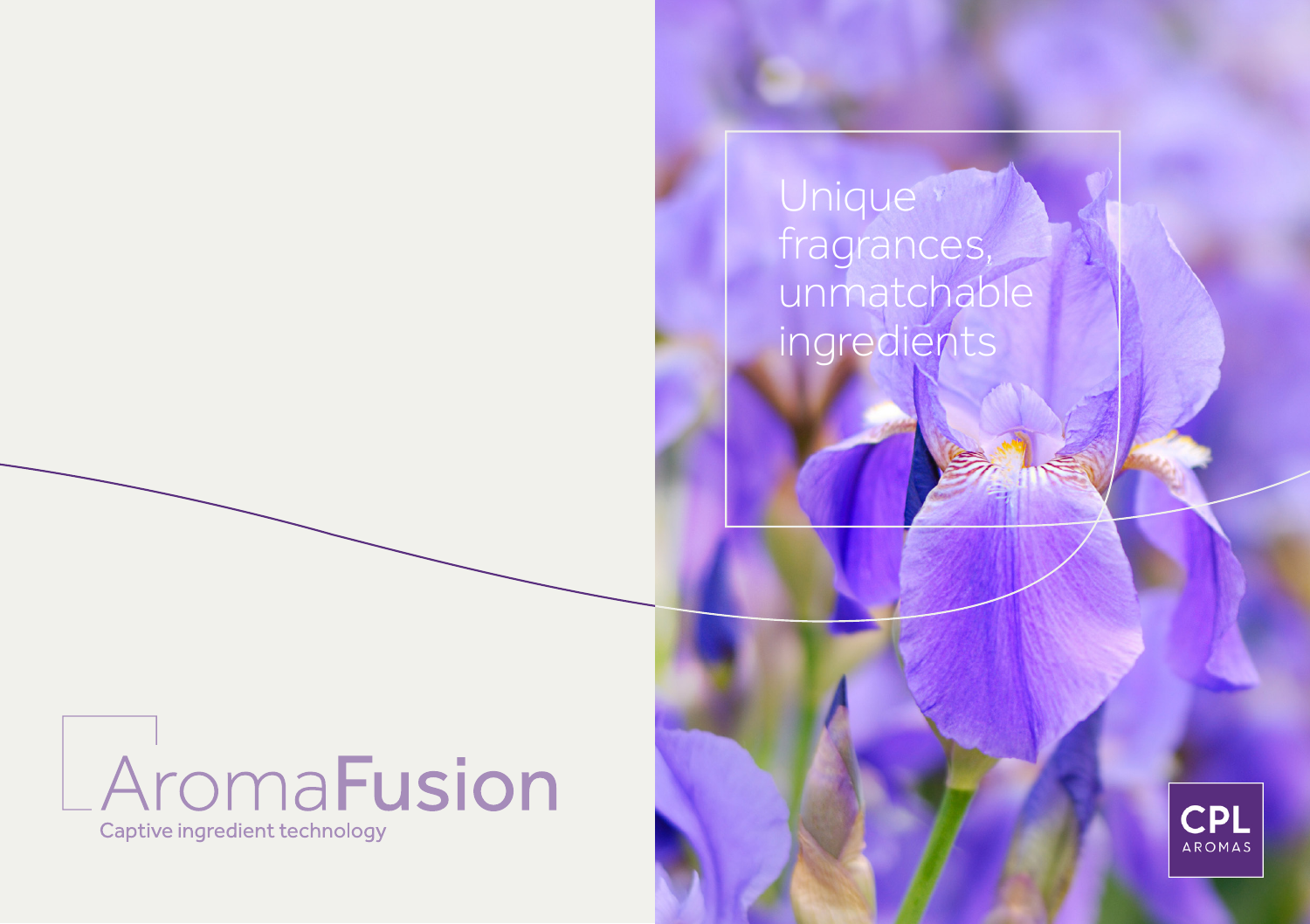# AromaFusion

Captive ingredient technology

Unique fragrances, unmatchable ingredients

CPL AROMAS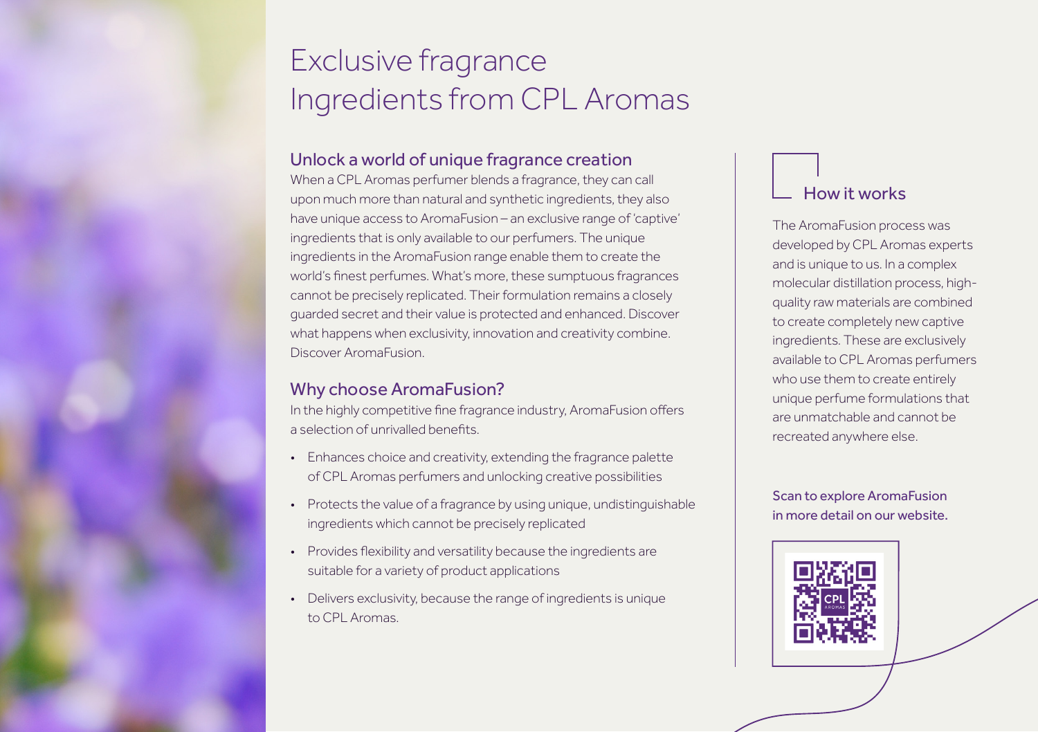# Exclusive fragrance Ingredients from CPL Aromas

## Unlock a world of unique fragrance creation

When a CPL Aromas perfumer blends a fragrance, they can call upon much more than natural and synthetic ingredients, they also have unique access to AromaFusion – an exclusive range of 'captive' ingredients that is only available to our perfumers. The unique ingredients in the AromaFusion range enable them to create the world's finest perfumes. What's more, these sumptuous fragrances cannot be precisely replicated. Their formulation remains a closely guarded secret and their value is protected and enhanced. Discover what happens when exclusivity, innovation and creativity combine. Discover AromaFusion.

## Why choose AromaFusion?

In the highly competitive fine fragrance industry, AromaFusion offers a selection of unrivalled benefits.

- Enhances choice and creativity, extending the fragrance palette of CPL Aromas perfumers and unlocking creative possibilities
- Protects the value of a fragrance by using unique, undistinguishable ingredients which cannot be precisely replicated
- Provides flexibility and versatility because the ingredients are suitable for a variety of product applications
- Delivers exclusivity, because the range of ingredients is unique to CPL Aromas.

## How it works

The AromaFusion process was developed by CPL Aromas experts and is unique to us. In a complex molecular distillation process, high-quality raw materials are combined to create completely new captive ingredients. These are exclusively available to CPL Aromas perfumers who use them to create entirely unique perfume formulations that are unmatchable and cannot be recreated anywhere else.

Scan to explore AromaFusion in more detail on our website.